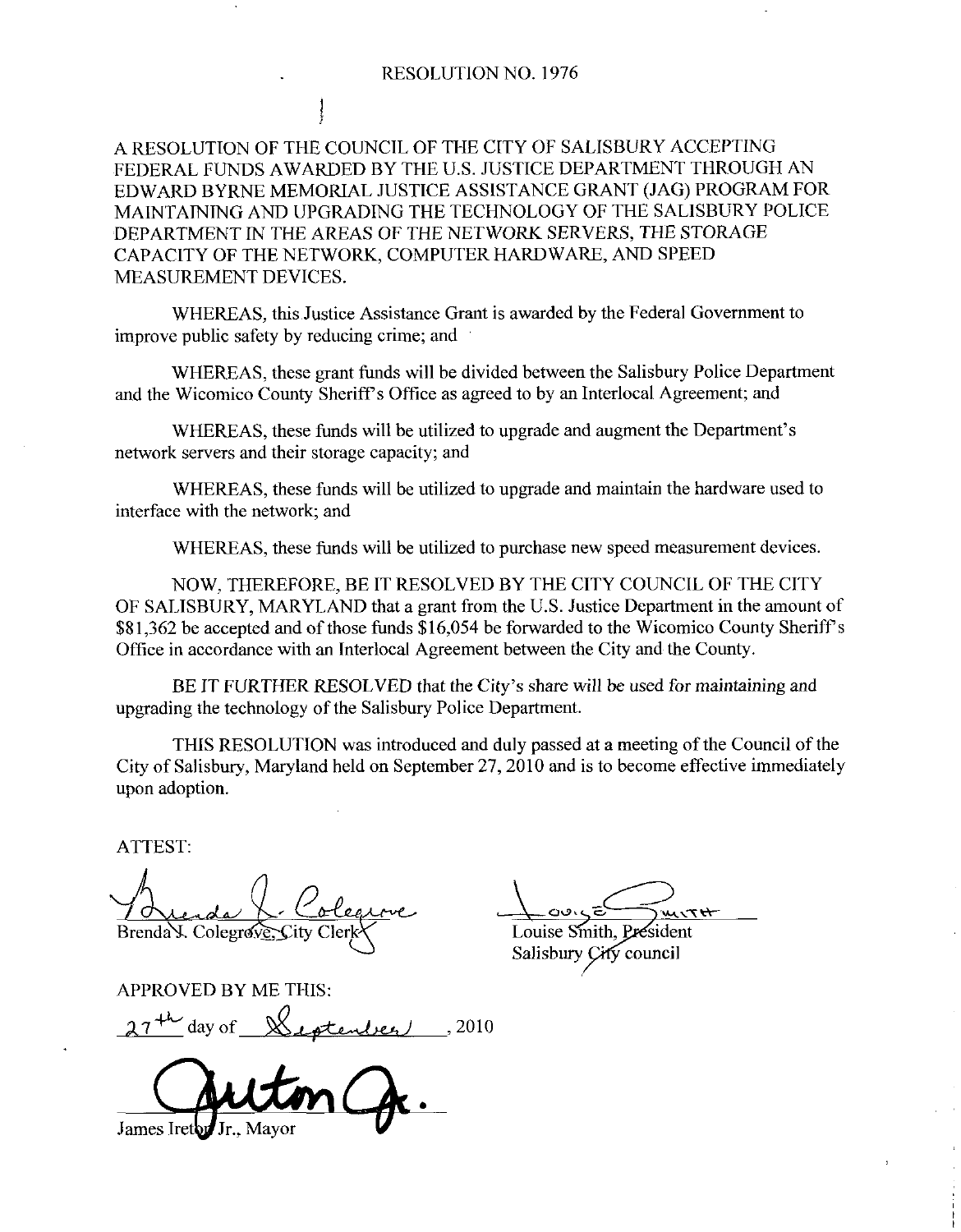# RESOLUTION NO. 1976

A RESOLUTION OF THE COUNCIL OF THE CITY OF SALISBURY ACCEPTING FEDERAL FUNDS AWARDED BY THE U.S. JUSTICE DEPARTMENT THROUGH AN EDWARD BYRNE MEMORIAL JUSTICE ASSISTANCE GRANT (JAG) PROGRAM FOR MAINTAINING AND UPGRADING THE TECHNOLOGY OF THE SALISBURY POLICE DEPARTMENT IN THE AREAS OF THE NETWORK SERVERS, THE STORAGE CAPACITY OF THE NETWORK, COMPUTER HARDWARE, AND SPEED MEASUREMENT DEVICES.

WHEREAS, this Justice Assistance Grant is awarded by the Federal Government to improve public safety by reducing crime; and

WHEREAS, these grant funds will be divided between the Salisbury Police Department and the Wicomico County Sheriff's Office as agreed to by an Interlocal Agreement; and

WHEREAS, these funds will be utilized to upgrade and augment the Department's network servers and their storage capacity; and

WHEREAS, these funds will be utilized to upgrade and maintain the hardware used to interface with the network; and

WHEREAS, these funds will be utilized to purchase new speed measurement devices.

NOW, THEREFORE, BE IT RESOLVED BY THE CITY COUNCIL OF THE CITY OF SALISBURY, MARYLAND that a grant from the U.S. Justice Department in the amount of $81,362 be accepted and of those funds $16,054 be forwarded to the Wicomico County Sheriff's Office in accordance with an Interlocal Agreement between the City and the County.

BE IT FURTHER RESOLVED that the City's share will be used for maintaining and upgrading the technology of the Salisbury Police Department.

THIS RESOLUTION was introduced and duly passed at a meeting of the Council of the City of Salisbury, Maryland held on September 27, 2010 and is to become effective immediately upon adoption.

ATTEST:

Brenda J. Colegrove, City Clerk

Louise Smith, President
Salisbury City council

APPROVED BY ME THIS:

27th day of September, 2010

James Ireton Jr., Mayor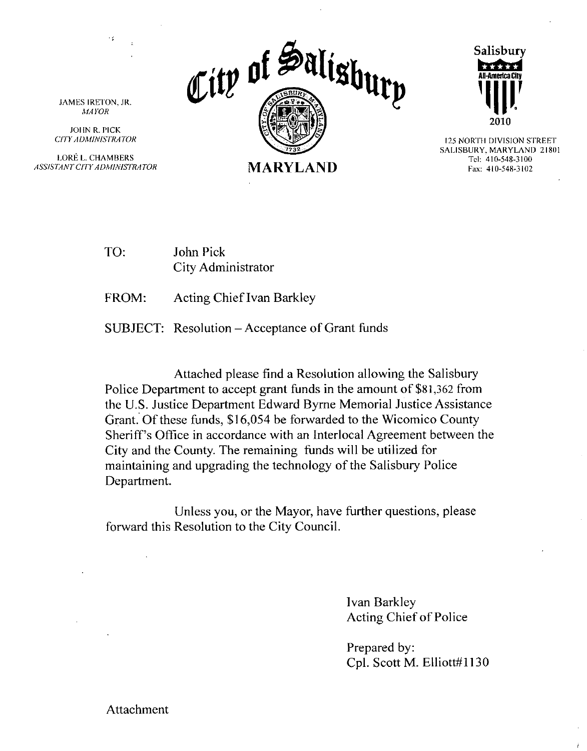JAMES IRETON, JR.
*MAYOR*

JOHN R. PICK
*CITY ADMINISTRATOR*

LORÉ L. CHAMBERS
*ASSISTANT CITY ADMINISTRATOR*

# City of Salisbury

**MARYLAND**

Salisbury
All-America City
2010

125 NORTH DIVISION STREET
SALISBURY, MARYLAND 21801
Tel: 410-548-3100
Fax: 410-548-3102

TO: John Pick
City Administrator

FROM: Acting Chief Ivan Barkley

SUBJECT: Resolution – Acceptance of Grant funds

Attached please find a Resolution allowing the Salisbury Police Department to accept grant funds in the amount of $81,362 from the U.S. Justice Department Edward Byrne Memorial Justice Assistance Grant. Of these funds, $16,054 be forwarded to the Wicomico County Sheriff's Office in accordance with an Interlocal Agreement between the City and the County. The remaining funds will be utilized for maintaining and upgrading the technology of the Salisbury Police Department.

Unless you, or the Mayor, have further questions, please forward this Resolution to the City Council.

Ivan Barkley
Acting Chief of Police

Prepared by:
Cpl. Scott M. Elliott#1130

Attachment